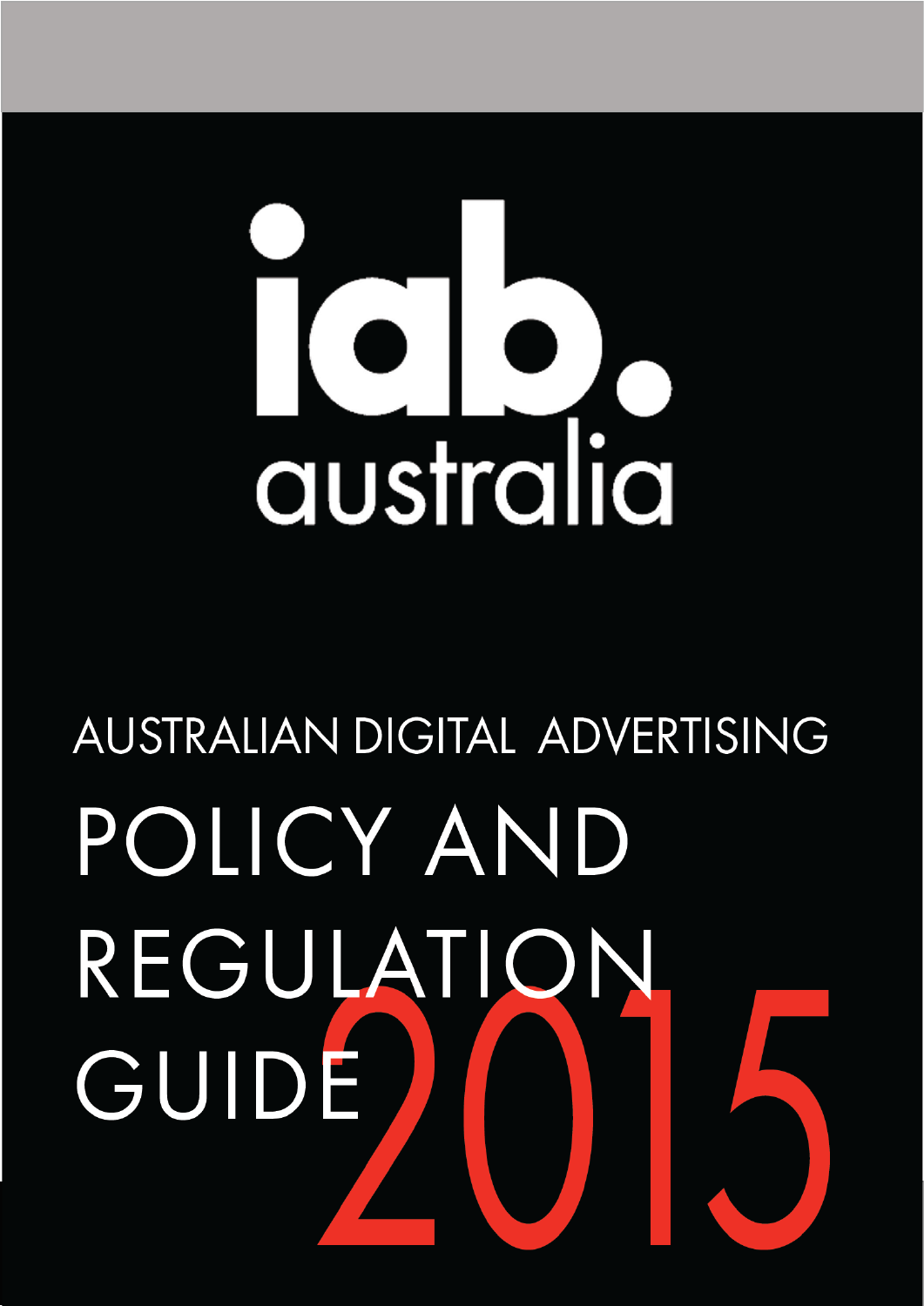iab. australia

AUSTRALIAN DIGITAL ADVERTISING

# POLICY AND REGULATION GUIDE 2015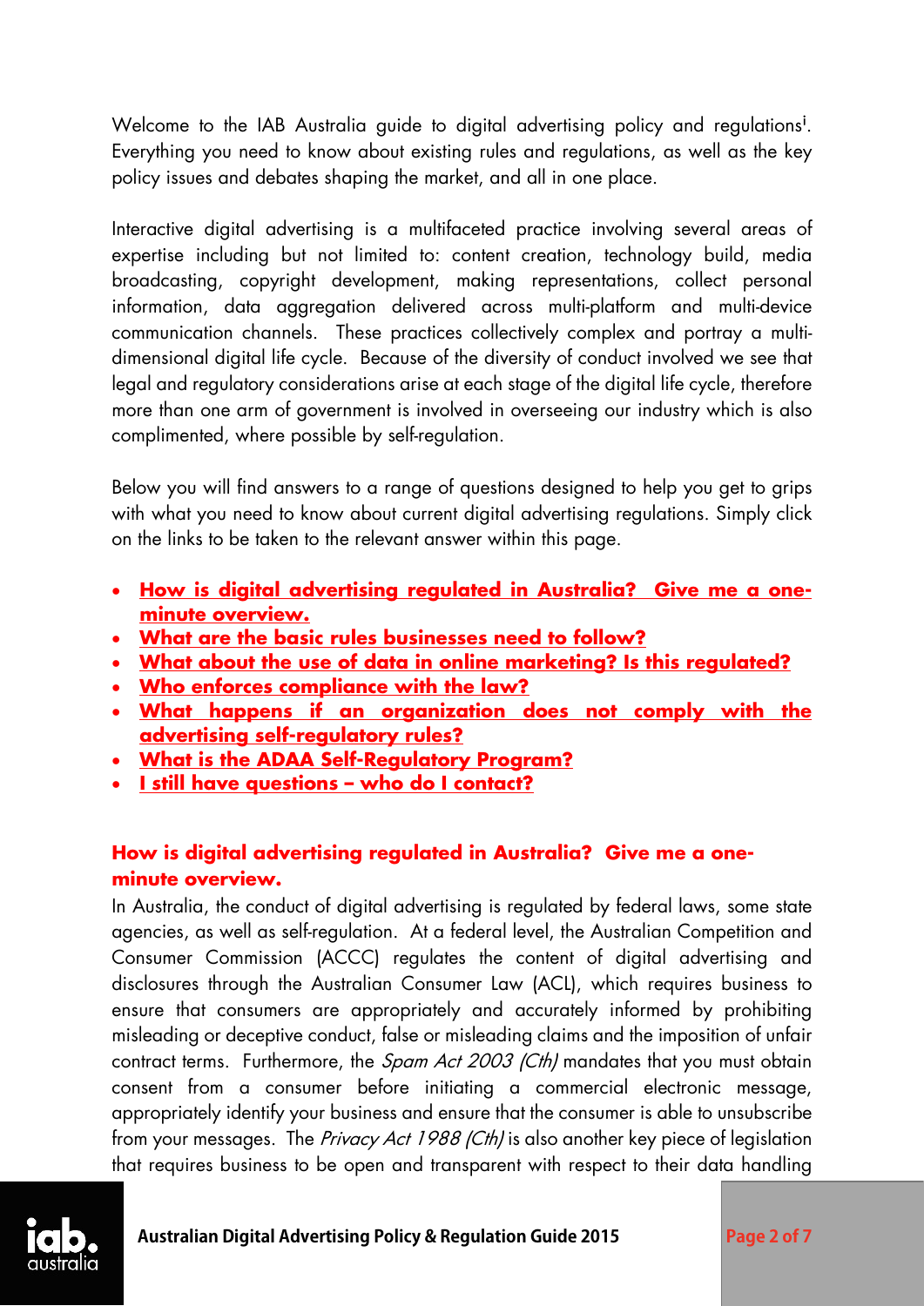Welcome to the IAB Australia guide to digital advertising policy and regulations[i]. Everything you need to know about existing rules and regulations, as well as the key policy issues and debates shaping the market, and all in one place.

Interactive digital advertising is a multifaceted practice involving several areas of expertise including but not limited to: content creation, technology build, media broadcasting, copyright development, making representations, collect personal information, data aggregation delivered across multi-platform and multi-device communication channels. These practices collectively complex and portray a multi-dimensional digital life cycle. Because of the diversity of conduct involved we see that legal and regulatory considerations arise at each stage of the digital life cycle, therefore more than one arm of government is involved in overseeing our industry which is also complimented, where possible by self-regulation.

Below you will find answers to a range of questions designed to help you get to grips with what you need to know about current digital advertising regulations. Simply click on the links to be taken to the relevant answer within this page.

- **How is digital advertising regulated in Australia? Give me a one-minute overview.**
- **What are the basic rules businesses need to follow?**
- **What about the use of data in online marketing? Is this regulated?**
- **Who enforces compliance with the law?**
- **What happens if an organization does not comply with the advertising self-regulatory rules?**
- **What is the ADAA Self-Regulatory Program?**
- **I still have questions – who do I contact?**

## How is digital advertising regulated in Australia? Give me a one-minute overview.

In Australia, the conduct of digital advertising is regulated by federal laws, some state agencies, as well as self-regulation. At a federal level, the Australian Competition and Consumer Commission (ACCC) regulates the content of digital advertising and disclosures through the Australian Consumer Law (ACL), which requires business to ensure that consumers are appropriately and accurately informed by prohibiting misleading or deceptive conduct, false or misleading claims and the imposition of unfair contract terms. Furthermore, the *Spam Act 2003 (Cth)* mandates that you must obtain consent from a consumer before initiating a commercial electronic message, appropriately identify your business and ensure that the consumer is able to unsubscribe from your messages. The *Privacy Act 1988 (Cth)* is also another key piece of legislation that requires business to be open and transparent with respect to their data handling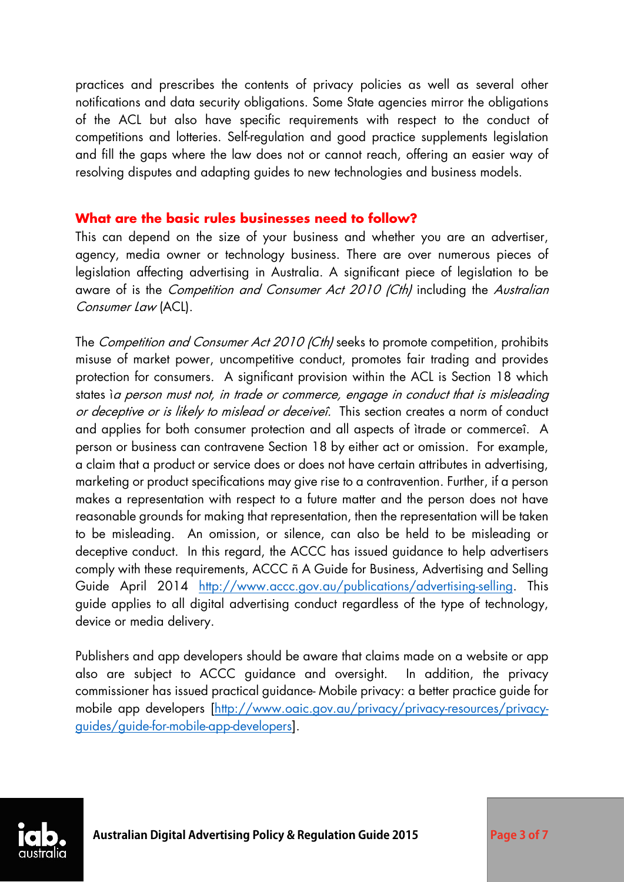practices and prescribes the contents of privacy policies as well as several other notifications and data security obligations. Some State agencies mirror the obligations of the ACL but also have specific requirements with respect to the conduct of competitions and lotteries. Self-regulation and good practice supplements legislation and fill the gaps where the law does not or cannot reach, offering an easier way of resolving disputes and adapting guides to new technologies and business models.

## What are the basic rules businesses need to follow?

This can depend on the size of your business and whether you are an advertiser, agency, media owner or technology business. There are over numerous pieces of legislation affecting advertising in Australia. A significant piece of legislation to be aware of is the *Competition and Consumer Act 2010 (Cth)* including the *Australian Consumer Law* (ACL).

The *Competition and Consumer Act 2010 (Cth)* seeks to promote competition, prohibits misuse of market power, uncompetitive conduct, promotes fair trading and provides protection for consumers. A significant provision within the ACL is Section 18 which states ì*a person must not, in trade or commerce, engage in conduct that is misleading or deceptive or is likely to mislead or deceiveî.* This section creates a norm of conduct and applies for both consumer protection and all aspects of ìtrade or commerceî. A person or business can contravene Section 18 by either act or omission. For example, a claim that a product or service does or does not have certain attributes in advertising, marketing or product specifications may give rise to a contravention. Further, if a person makes a representation with respect to a future matter and the person does not have reasonable grounds for making that representation, then the representation will be taken to be misleading. An omission, or silence, can also be held to be misleading or deceptive conduct. In this regard, the ACCC has issued guidance to help advertisers comply with these requirements, ACCC ñ A Guide for Business, Advertising and Selling Guide April 2014 http://www.accc.gov.au/publications/advertising-selling. This guide applies to all digital advertising conduct regardless of the type of technology, device or media delivery.

Publishers and app developers should be aware that claims made on a website or app also are subject to ACCC guidance and oversight. In addition, the privacy commissioner has issued practical guidance- Mobile privacy: a better practice guide for mobile app developers [http://www.oaic.gov.au/privacy/privacy-resources/privacy-guides/guide-for-mobile-app-developers].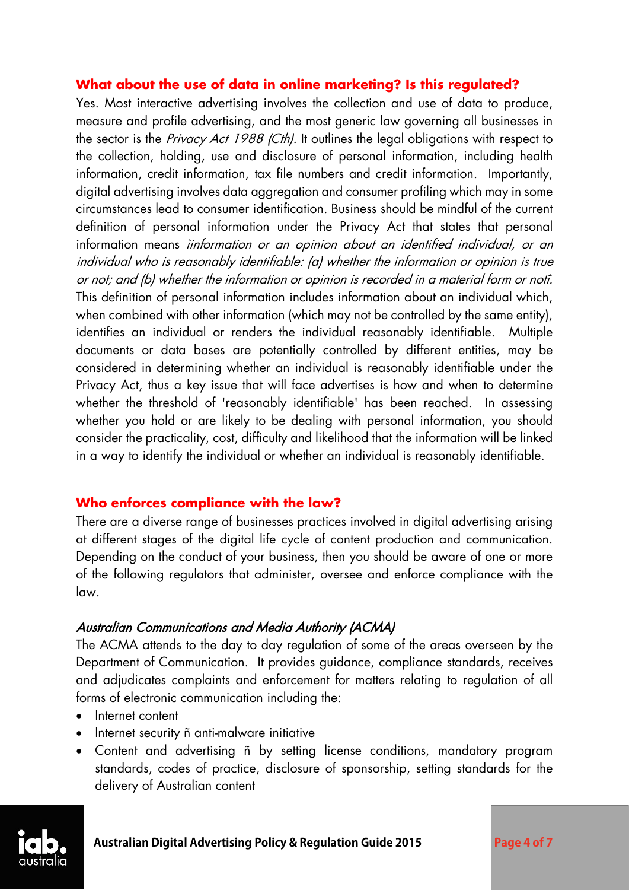## What about the use of data in online marketing? Is this regulated?

Yes. Most interactive advertising involves the collection and use of data to produce, measure and profile advertising, and the most generic law governing all businesses in the sector is the *Privacy Act 1988 (Cth).* It outlines the legal obligations with respect to the collection, holding, use and disclosure of personal information, including health information, credit information, tax file numbers and credit information. Importantly, digital advertising involves data aggregation and consumer profiling which may in some circumstances lead to consumer identification. Business should be mindful of the current definition of personal information under the Privacy Act that states that personal information means *ìinformation or an opinion about an identified individual, or an individual who is reasonably identifiable: (a) whether the information or opinion is true or not; and (b) whether the information or opinion is recorded in a material form or notî.* This definition of personal information includes information about an individual which, when combined with other information (which may not be controlled by the same entity), identifies an individual or renders the individual reasonably identifiable. Multiple documents or data bases are potentially controlled by different entities, may be considered in determining whether an individual is reasonably identifiable under the Privacy Act, thus a key issue that will face advertises is how and when to determine whether the threshold of 'reasonably identifiable' has been reached. In assessing whether you hold or are likely to be dealing with personal information, you should consider the practicality, cost, difficulty and likelihood that the information will be linked in a way to identify the individual or whether an individual is reasonably identifiable.

## Who enforces compliance with the law?

There are a diverse range of businesses practices involved in digital advertising arising at different stages of the digital life cycle of content production and communication. Depending on the conduct of your business, then you should be aware of one or more of the following regulators that administer, oversee and enforce compliance with the law.

### *Australian Communications and Media Authority (ACMA)*

The ACMA attends to the day to day regulation of some of the areas overseen by the Department of Communication. It provides guidance, compliance standards, receives and adjudicates complaints and enforcement for matters relating to regulation of all forms of electronic communication including the:

- Internet content
- Internet security ñ anti-malware initiative
- Content and advertising ñ by setting license conditions, mandatory program standards, codes of practice, disclosure of sponsorship, setting standards for the delivery of Australian content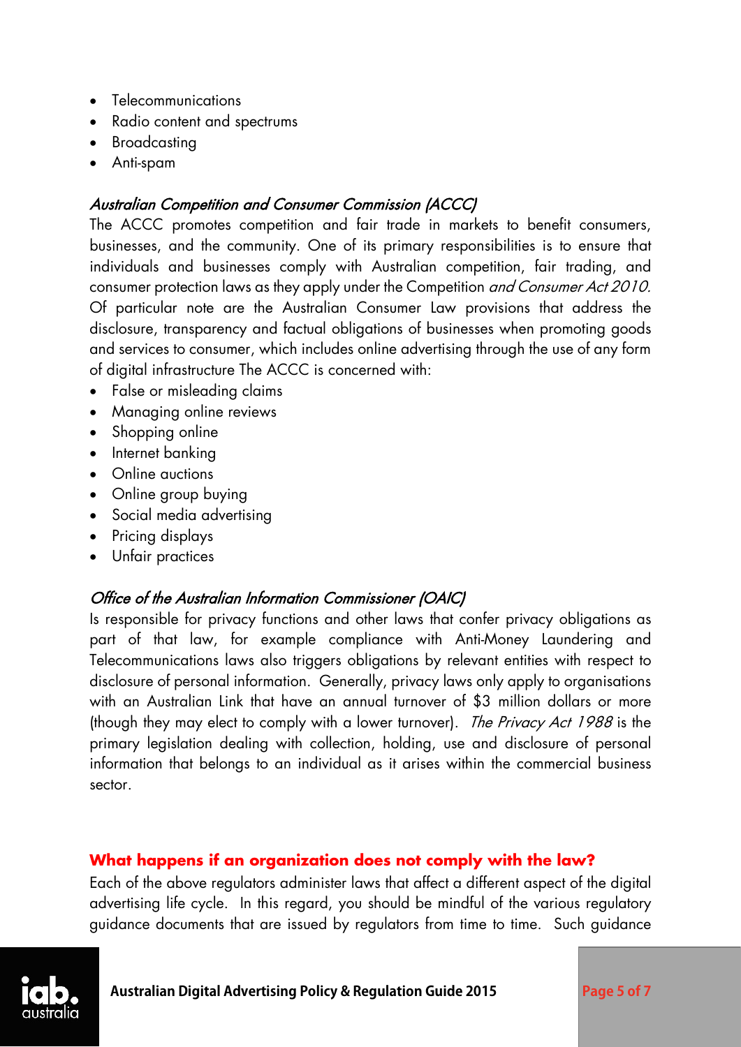- Telecommunications
- Radio content and spectrums
- Broadcasting
- Anti-spam

### *Australian Competition and Consumer Commission (ACCC)*

The ACCC promotes competition and fair trade in markets to benefit consumers, businesses, and the community. One of its primary responsibilities is to ensure that individuals and businesses comply with Australian competition, fair trading, and consumer protection laws as they apply under the Competition *and Consumer Act 2010.* Of particular note are the Australian Consumer Law provisions that address the disclosure, transparency and factual obligations of businesses when promoting goods and services to consumer, which includes online advertising through the use of any form of digital infrastructure The ACCC is concerned with:

- False or misleading claims
- Managing online reviews
- Shopping online
- Internet banking
- Online auctions
- Online group buying
- Social media advertising
- Pricing displays
- Unfair practices

### *Office of the Australian Information Commissioner (OAIC)*

Is responsible for privacy functions and other laws that confer privacy obligations as part of that law, for example compliance with Anti-Money Laundering and Telecommunications laws also triggers obligations by relevant entities with respect to disclosure of personal information. Generally, privacy laws only apply to organisations with an Australian Link that have an annual turnover of $3 million dollars or more (though they may elect to comply with a lower turnover). *The Privacy Act 1988* is the primary legislation dealing with collection, holding, use and disclosure of personal information that belongs to an individual as it arises within the commercial business sector.

## **What happens if an organization does not comply with the law?**

Each of the above regulators administer laws that affect a different aspect of the digital advertising life cycle. In this regard, you should be mindful of the various regulatory guidance documents that are issued by regulators from time to time. Such guidance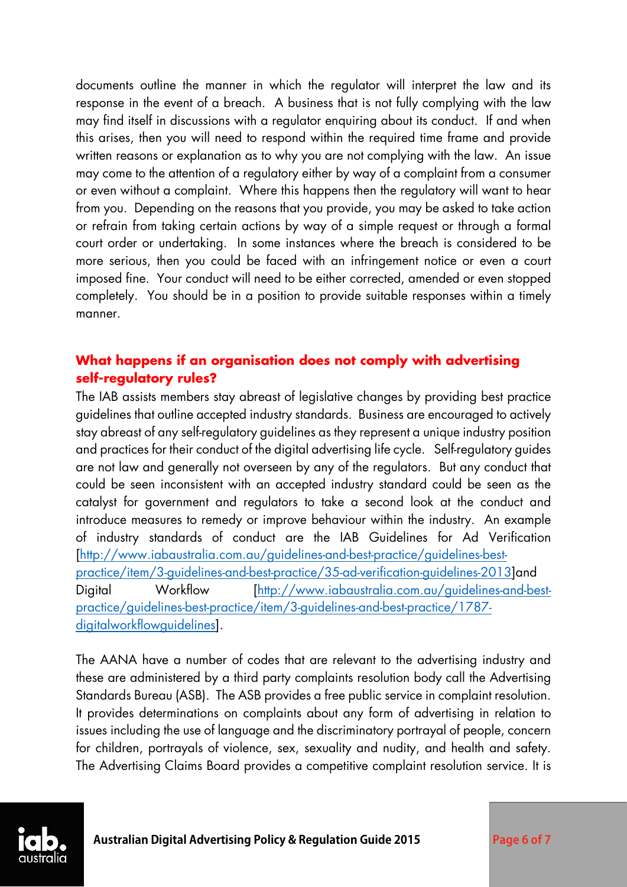documents outline the manner in which the regulator will interpret the law and its response in the event of a breach. A business that is not fully complying with the law may find itself in discussions with a regulator enquiring about its conduct. If and when this arises, then you will need to respond within the required time frame and provide written reasons or explanation as to why you are not complying with the law. An issue may come to the attention of a regulatory either by way of a complaint from a consumer or even without a complaint. Where this happens then the regulatory will want to hear from you. Depending on the reasons that you provide, you may be asked to take action or refrain from taking certain actions by way of a simple request or through a formal court order or undertaking. In some instances where the breach is considered to be more serious, then you could be faced with an infringement notice or even a court imposed fine. Your conduct will need to be either corrected, amended or even stopped completely. You should be in a position to provide suitable responses within a timely manner.

## What happens if an organisation does not comply with advertising self-regulatory rules?

The IAB assists members stay abreast of legislative changes by providing best practice guidelines that outline accepted industry standards. Business are encouraged to actively stay abreast of any self-regulatory guidelines as they represent a unique industry position and practices for their conduct of the digital advertising life cycle. Self-regulatory guides are not law and generally not overseen by any of the regulators. But any conduct that could be seen inconsistent with an accepted industry standard could be seen as the catalyst for government and regulators to take a second look at the conduct and introduce measures to remedy or improve behaviour within the industry. An example of industry standards of conduct are the IAB Guidelines for Ad Verification [http://www.iabaustralia.com.au/guidelines-and-best-practice/guidelines-best-practice/item/3-guidelines-and-best-practice/35-ad-verification-guidelines-2013]and Digital Workflow [http://www.iabaustralia.com.au/guidelines-and-best-practice/guidelines-best-practice/item/3-guidelines-and-best-practice/1787-digitalworkflowguidelines].

The AANA have a number of codes that are relevant to the advertising industry and these are administered by a third party complaints resolution body call the Advertising Standards Bureau (ASB). The ASB provides a free public service in complaint resolution. It provides determinations on complaints about any form of advertising in relation to issues including the use of language and the discriminatory portrayal of people, concern for children, portrayals of violence, sex, sexuality and nudity, and health and safety. The Advertising Claims Board provides a competitive complaint resolution service. It is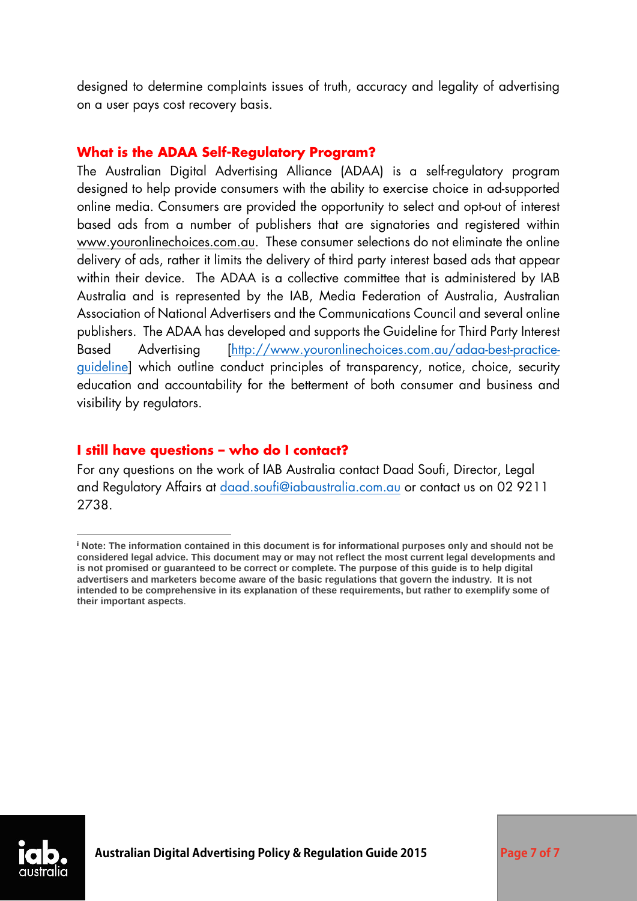designed to determine complaints issues of truth, accuracy and legality of advertising on a user pays cost recovery basis.

## What is the ADAA Self-Regulatory Program?

The Australian Digital Advertising Alliance (ADAA) is a self-regulatory program designed to help provide consumers with the ability to exercise choice in ad-supported online media. Consumers are provided the opportunity to select and opt-out of interest based ads from a number of publishers that are signatories and registered within www.youronlinechoices.com.au. These consumer selections do not eliminate the online delivery of ads, rather it limits the delivery of third party interest based ads that appear within their device. The ADAA is a collective committee that is administered by IAB Australia and is represented by the IAB, Media Federation of Australia, Australian Association of National Advertisers and the Communications Council and several online publishers. The ADAA has developed and supports the Guideline for Third Party Interest Based Advertising [http://www.youronlinechoices.com.au/adaa-best-practice-guideline] which outline conduct principles of transparency, notice, choice, security education and accountability for the betterment of both consumer and business and visibility by regulators.

## I still have questions – who do I contact?

For any questions on the work of IAB Australia contact Daad Soufi, Director, Legal and Regulatory Affairs at daad.soufi@iabaustralia.com.au or contact us on 02 9211 2738.

---

[i] **Note: The information contained in this document is for informational purposes only and should not be considered legal advice. This document may or may not reflect the most current legal developments and is not promised or guaranteed to be correct or complete. The purpose of this guide is to help digital advertisers and marketers become aware of the basic regulations that govern the industry. It is not intended to be comprehensive in its explanation of these requirements, but rather to exemplify some of their important aspects**.